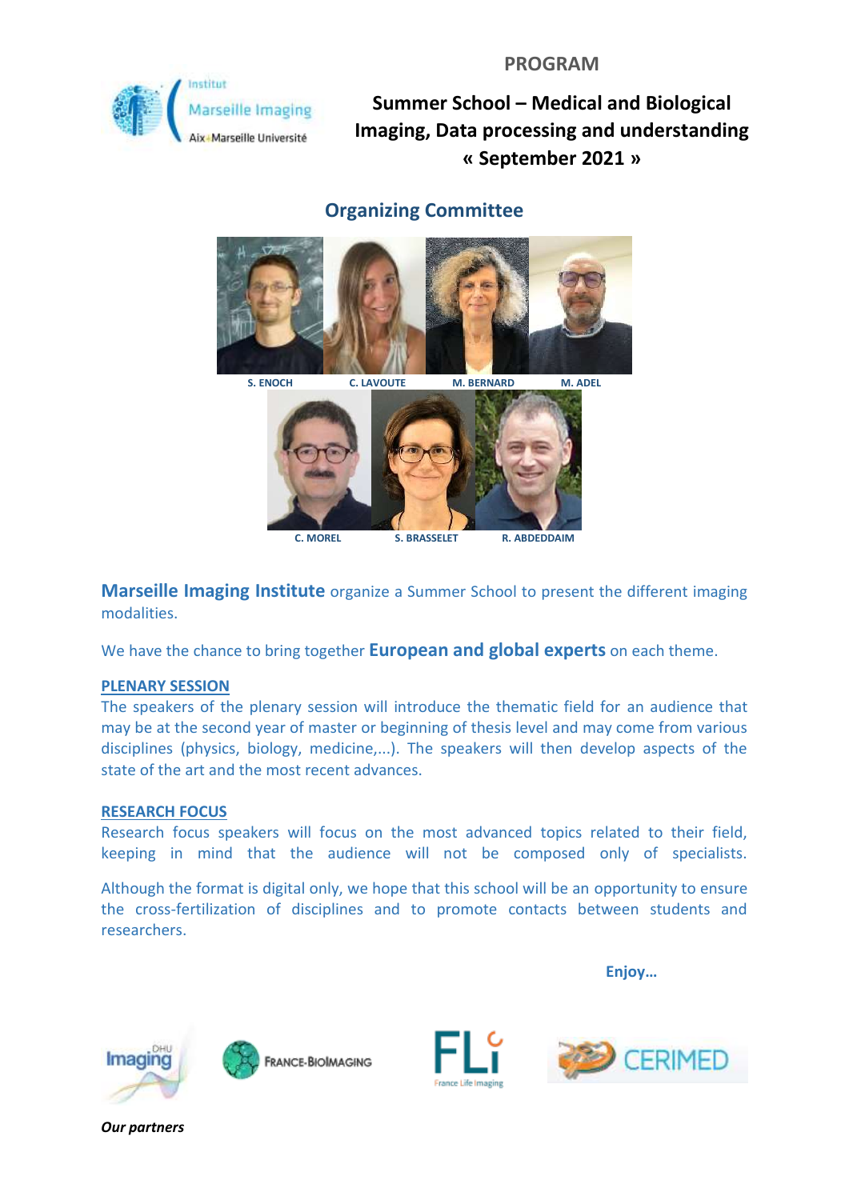Institut Marseille Imaging
Aix-Marseille Université

PROGRAM

# Summer School – Medical and Biological Imaging, Data processing and understanding « September 2021 »

## Organizing Committee

S. ENOCH    C. LAVOUTE    M. BERNARD    M. ADEL

C. MOREL    S. BRASSELET    R. ABDEDDAIM

**Marseille Imaging Institute** organize a Summer School to present the different imaging modalities.

We have the chance to bring together **European and global experts** on each theme.

**PLENARY SESSION**

The speakers of the plenary session will introduce the thematic field for an audience that may be at the second year of master or beginning of thesis level and may come from various disciplines (physics, biology, medicine,...). The speakers will then develop aspects of the state of the art and the most recent advances.

**RESEARCH FOCUS**

Research focus speakers will focus on the most advanced topics related to their field, keeping in mind that the audience will not be composed only of specialists.

Although the format is digital only, we hope that this school will be an opportunity to ensure the cross-fertilization of disciplines and to promote contacts between students and researchers.

**Enjoy…**

DHU Imaging    FRANCE-BIOIMAGING    FLi France Life Imaging    CERIMED

***Our partners***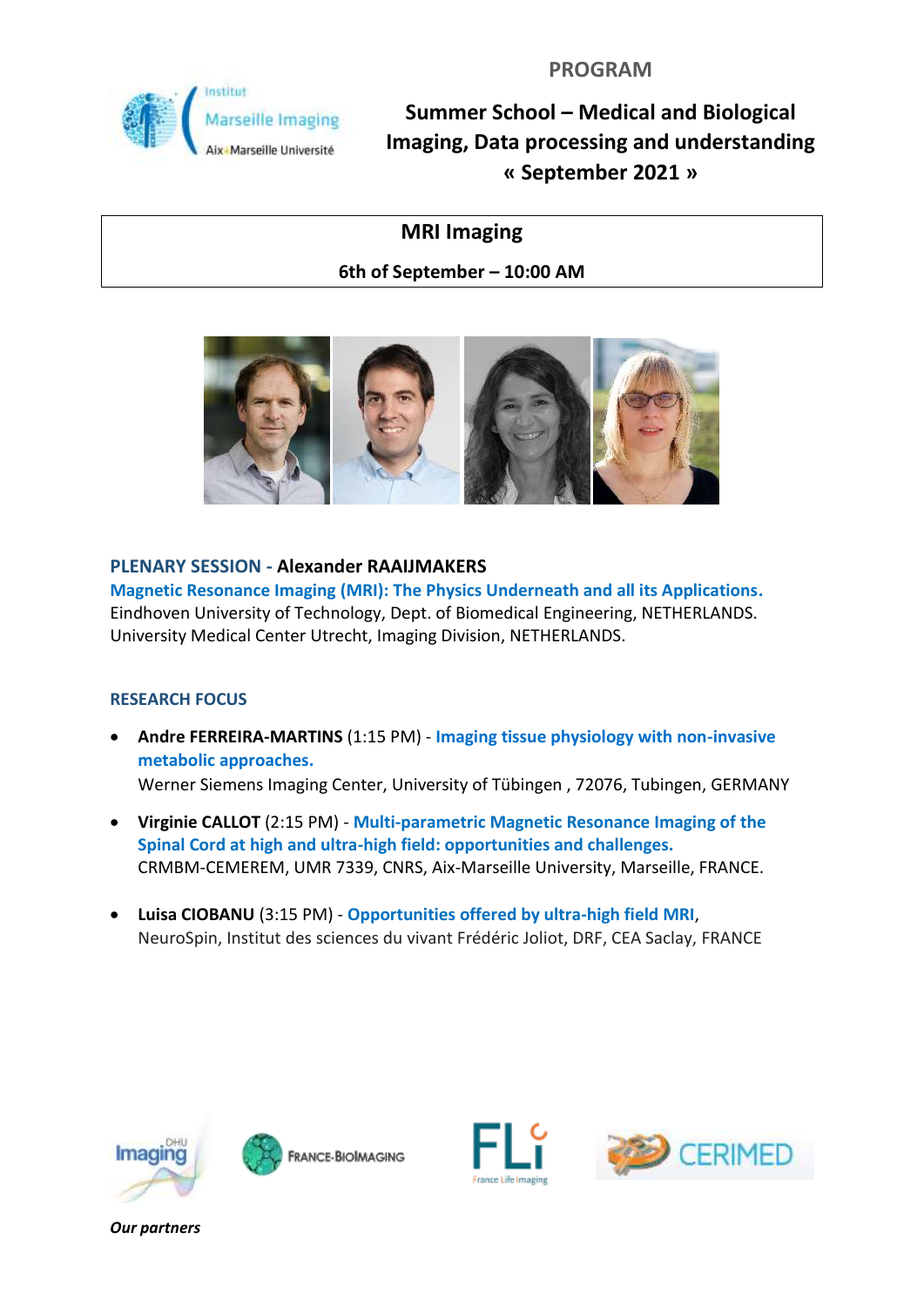# PROGRAM

## Summer School – Medical and Biological Imaging, Data processing and understanding « September 2021 »

## MRI Imaging

**6th of September – 10:00 AM**

**PLENARY SESSION - Alexander RAAIJMAKERS**

**Magnetic Resonance Imaging (MRI): The Physics Underneath and all its Applications.**

Eindhoven University of Technology, Dept. of Biomedical Engineering, NETHERLANDS.
University Medical Center Utrecht, Imaging Division, NETHERLANDS.

**RESEARCH FOCUS**

- **Andre FERREIRA-MARTINS** (1:15 PM) - **Imaging tissue physiology with non-invasive metabolic approaches.**
  Werner Siemens Imaging Center, University of Tübingen , 72076, Tubingen, GERMANY
- **Virginie CALLOT** (2:15 PM) - **Multi-parametric Magnetic Resonance Imaging of the Spinal Cord at high and ultra-high field: opportunities and challenges.**
  CRMBM-CEMEREM, UMR 7339, CNRS, Aix-Marseille University, Marseille, FRANCE.
- **Luisa CIOBANU** (3:15 PM) - **Opportunities offered by ultra-high field MRI**,
  NeuroSpin, Institut des sciences du vivant Frédéric Joliot, DRF, CEA Saclay, FRANCE

***Our partners***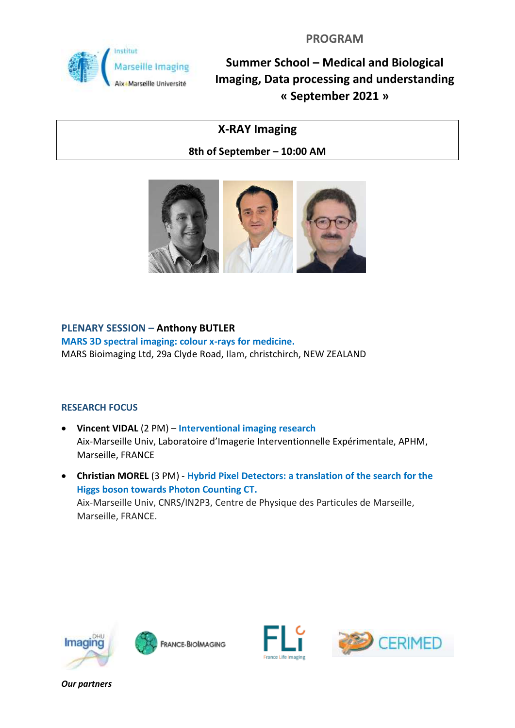PROGRAM

**Summer School – Medical and Biological Imaging, Data processing and understanding « September 2021 »**

## X-RAY Imaging

**8th of September – 10:00 AM**

### PLENARY SESSION – Anthony BUTLER

**MARS 3D spectral imaging: colour x-rays for medicine.**

MARS Bioimaging Ltd, 29a Clyde Road, Ilam, christchirch, NEW ZEALAND

### RESEARCH FOCUS

- **Vincent VIDAL** (2 PM) – **Interventional imaging research**
  Aix-Marseille Univ, Laboratoire d'Imagerie Interventionnelle Expérimentale, APHM, Marseille, FRANCE

- **Christian MOREL** (3 PM) - **Hybrid Pixel Detectors: a translation of the search for the Higgs boson towards Photon Counting CT.**
  Aix-Marseille Univ, CNRS/IN2P3, Centre de Physique des Particules de Marseille, Marseille, FRANCE.

*Our partners*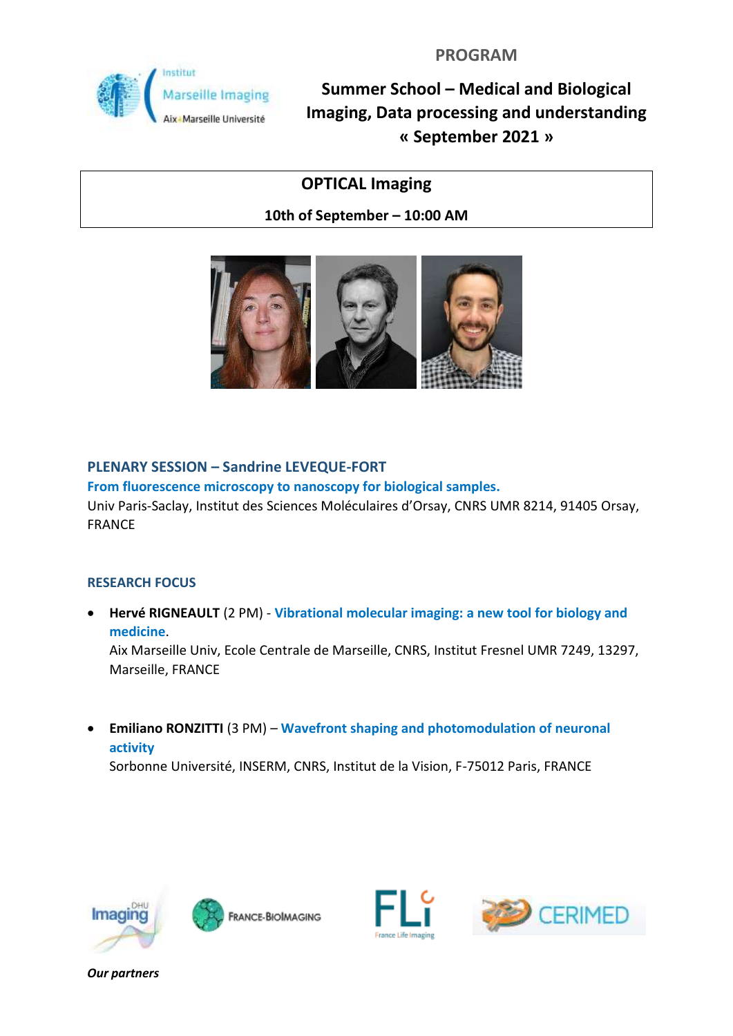**PROGRAM**

# Summer School – Medical and Biological Imaging, Data processing and understanding « September 2021 »

## OPTICAL Imaging

**10th of September – 10:00 AM**

### PLENARY SESSION – Sandrine LEVEQUE-FORT

**From fluorescence microscopy to nanoscopy for biological samples.**

Univ Paris-Saclay, Institut des Sciences Moléculaires d'Orsay, CNRS UMR 8214, 91405 Orsay, FRANCE

### RESEARCH FOCUS

- **Hervé RIGNEAULT** (2 PM) - **Vibrational molecular imaging: a new tool for biology and medicine**.
  Aix Marseille Univ, Ecole Centrale de Marseille, CNRS, Institut Fresnel UMR 7249, 13297, Marseille, FRANCE

- **Emiliano RONZITTI** (3 PM) – **Wavefront shaping and photomodulation of neuronal activity**
  Sorbonne Université, INSERM, CNRS, Institut de la Vision, F-75012 Paris, FRANCE

*Our partners*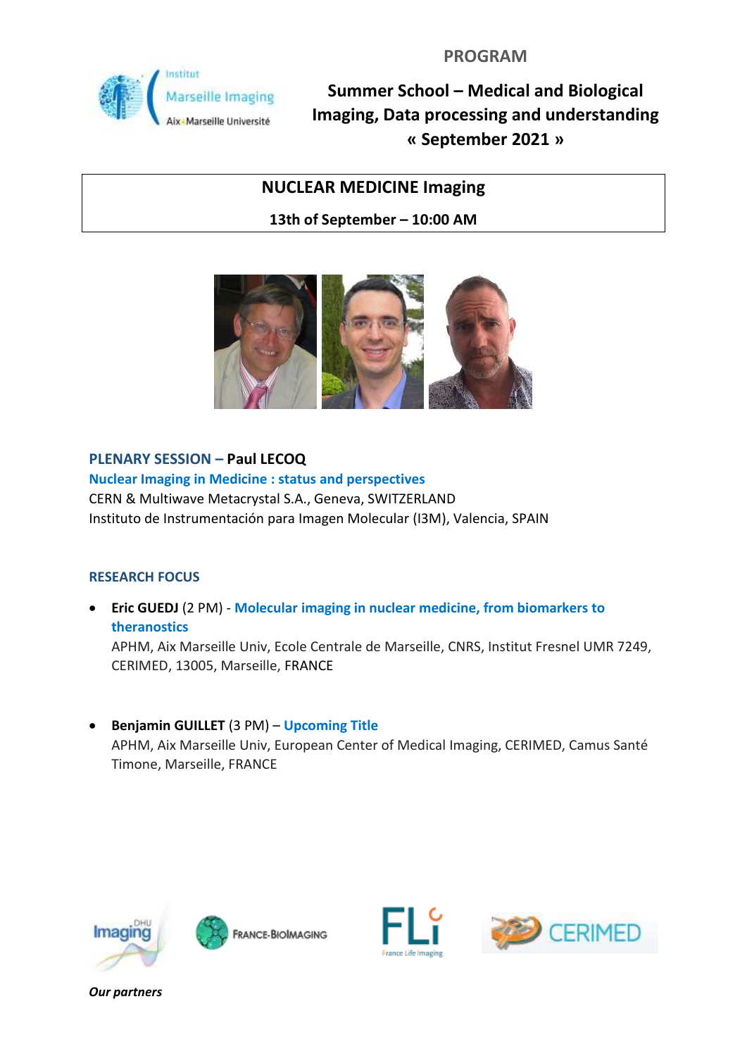PROGRAM

# Summer School – Medical and Biological Imaging, Data processing and understanding « September 2021 »

## NUCLEAR MEDICINE Imaging

**13th of September – 10:00 AM**

**PLENARY SESSION – Paul LECOQ**

**Nuclear Imaging in Medicine : status and perspectives**

CERN & Multiwave Metacrystal S.A., Geneva, SWITZERLAND
Instituto de Instrumentación para Imagen Molecular (I3M), Valencia, SPAIN

**RESEARCH FOCUS**

- **Eric GUEDJ** (2 PM) - **Molecular imaging in nuclear medicine, from biomarkers to theranostics**
  APHM, Aix Marseille Univ, Ecole Centrale de Marseille, CNRS, Institut Fresnel UMR 7249, CERIMED, 13005, Marseille, FRANCE

- **Benjamin GUILLET** (3 PM) – **Upcoming Title**
  APHM, Aix Marseille Univ, European Center of Medical Imaging, CERIMED, Camus Santé Timone, Marseille, FRANCE

***Our partners***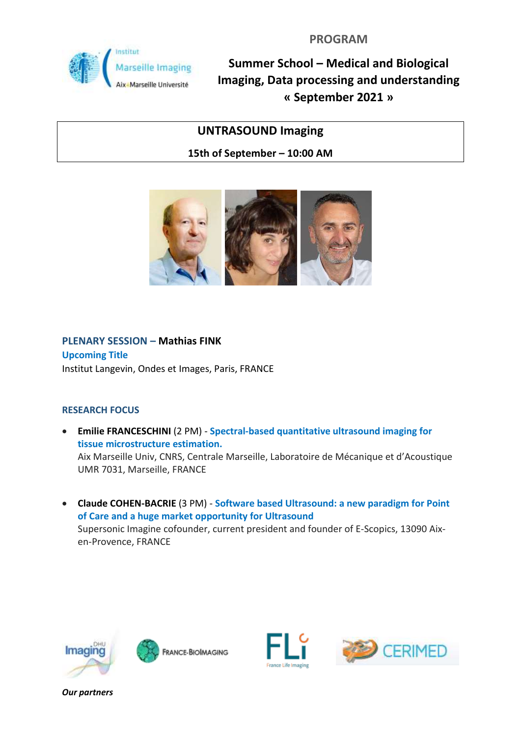## PROGRAM

## Summer School – Medical and Biological Imaging, Data processing and understanding « September 2021 »

### UNTRASOUND Imaging

**15th of September – 10:00 AM**

**PLENARY SESSION – Mathias FINK**
**Upcoming Title**
Institut Langevin, Ondes et Images, Paris, FRANCE

**RESEARCH FOCUS**

- **Emilie FRANCESCHINI** (2 PM) - **Spectral-based quantitative ultrasound imaging for tissue microstructure estimation.**
  Aix Marseille Univ, CNRS, Centrale Marseille, Laboratoire de Mécanique et d'Acoustique UMR 7031, Marseille, FRANCE

- **Claude COHEN-BACRIE** (3 PM) - **Software based Ultrasound: a new paradigm for Point of Care and a huge market opportunity for Ultrasound**
  Supersonic Imagine cofounder, current president and founder of E-Scopics, 13090 Aix-en-Provence, FRANCE

*Our partners*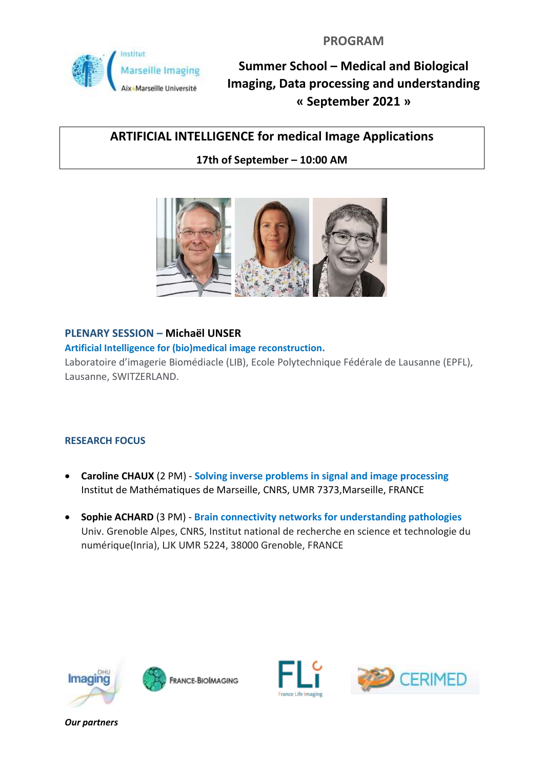PROGRAM

# Summer School – Medical and Biological Imaging, Data processing and understanding « September 2021 »

## ARTIFICIAL INTELLIGENCE for medical Image Applications

**17th of September – 10:00 AM**

### PLENARY SESSION – Michaël UNSER

**Artificial Intelligence for (bio)medical image reconstruction.**

Laboratoire d'imagerie Biomédiacle (LIB), Ecole Polytechnique Fédérale de Lausanne (EPFL), Lausanne, SWITZERLAND.

### RESEARCH FOCUS

- **Caroline CHAUX** (2 PM) - **Solving inverse problems in signal and image processing**
  Institut de Mathématiques de Marseille, CNRS, UMR 7373,Marseille, FRANCE

- **Sophie ACHARD** (3 PM) - **Brain connectivity networks for understanding pathologies**
  Univ. Grenoble Alpes, CNRS, Institut national de recherche en science et technologie du numérique(Inria), LJK UMR 5224, 38000 Grenoble, FRANCE

***Our partners***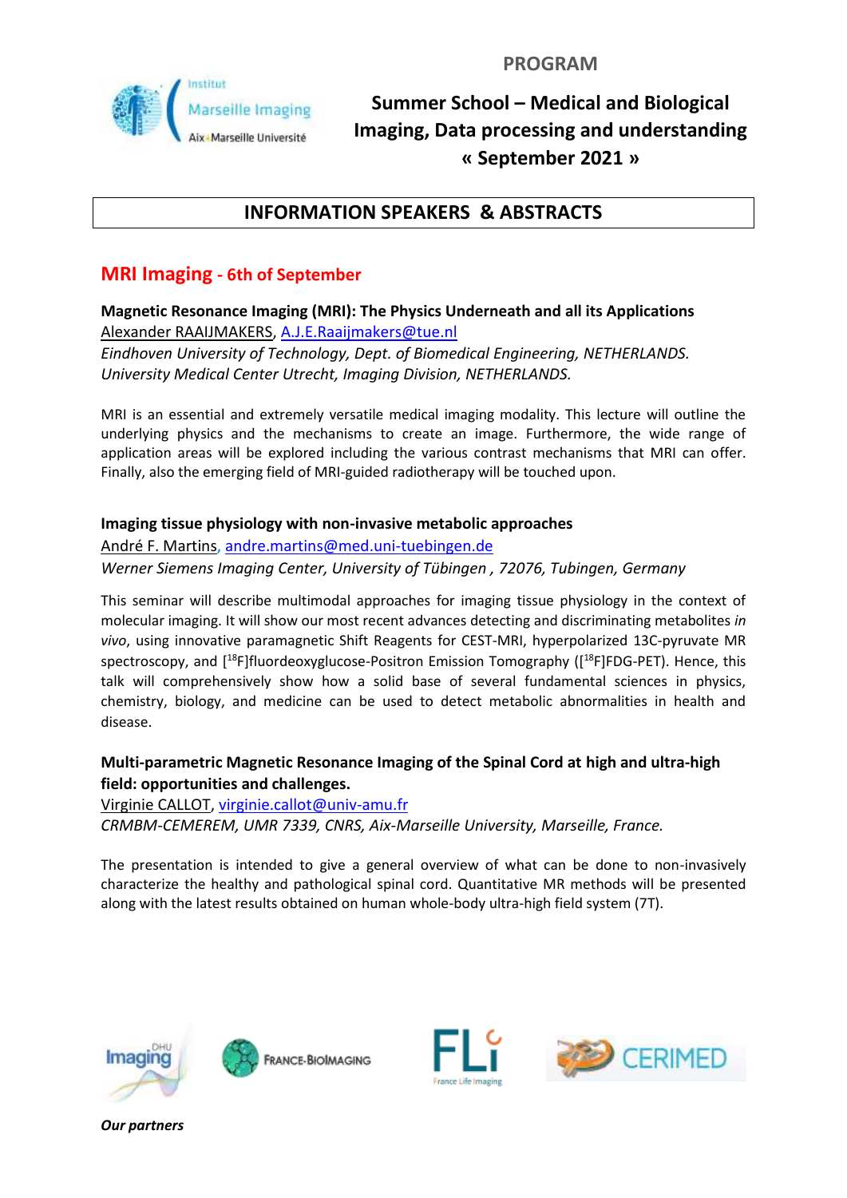PROGRAM

Institut Marseille Imaging
Aix-Marseille Université

# Summer School – Medical and Biological Imaging, Data processing and understanding « September 2021 »

## INFORMATION SPEAKERS & ABSTRACTS

## MRI Imaging - 6th of September

**Magnetic Resonance Imaging (MRI): The Physics Underneath and all its Applications**
Alexander RAAIJMAKERS, A.J.E.Raaijmakers@tue.nl
*Eindhoven University of Technology, Dept. of Biomedical Engineering, NETHERLANDS.*
*University Medical Center Utrecht, Imaging Division, NETHERLANDS.*

MRI is an essential and extremely versatile medical imaging modality. This lecture will outline the underlying physics and the mechanisms to create an image. Furthermore, the wide range of application areas will be explored including the various contrast mechanisms that MRI can offer. Finally, also the emerging field of MRI-guided radiotherapy will be touched upon.

**Imaging tissue physiology with non-invasive metabolic approaches**
André F. Martins, andre.martins@med.uni-tuebingen.de
*Werner Siemens Imaging Center, University of Tübingen , 72076, Tubingen, Germany*

This seminar will describe multimodal approaches for imaging tissue physiology in the context of molecular imaging. It will show our most recent advances detecting and discriminating metabolites *in vivo*, using innovative paramagnetic Shift Reagents for CEST-MRI, hyperpolarized 13C-pyruvate MR spectroscopy, and [$^{18}$F]fluordeoxyglucose-Positron Emission Tomography ([$^{18}$F]FDG-PET). Hence, this talk will comprehensively show how a solid base of several fundamental sciences in physics, chemistry, biology, and medicine can be used to detect metabolic abnormalities in health and disease.

**Multi-parametric Magnetic Resonance Imaging of the Spinal Cord at high and ultra-high field: opportunities and challenges.**
Virginie CALLOT, virginie.callot@univ-amu.fr
*CRMBM-CEMEREM, UMR 7339, CNRS, Aix-Marseille University, Marseille, France.*

The presentation is intended to give a general overview of what can be done to non-invasively characterize the healthy and pathological spinal cord. Quantitative MR methods will be presented along with the latest results obtained on human whole-body ultra-high field system (7T).

Imaging DHU — France-BioImaging — FLI France Life Imaging — CERIMED

***Our partners***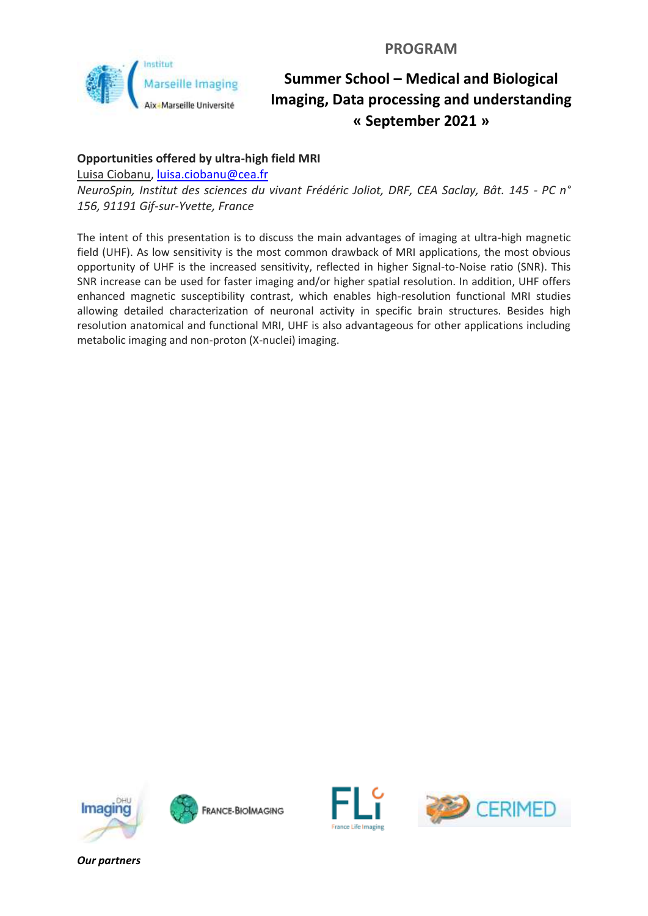PROGRAM

# Summer School – Medical and Biological Imaging, Data processing and understanding « September 2021 »

**Opportunities offered by ultra-high field MRI**

Luisa Ciobanu, luisa.ciobanu@cea.fr

*NeuroSpin, Institut des sciences du vivant Frédéric Joliot, DRF, CEA Saclay, Bât. 145 - PC n° 156, 91191 Gif-sur-Yvette, France*

The intent of this presentation is to discuss the main advantages of imaging at ultra-high magnetic field (UHF). As low sensitivity is the most common drawback of MRI applications, the most obvious opportunity of UHF is the increased sensitivity, reflected in higher Signal-to-Noise ratio (SNR). This SNR increase can be used for faster imaging and/or higher spatial resolution. In addition, UHF offers enhanced magnetic susceptibility contrast, which enables high-resolution functional MRI studies allowing detailed characterization of neuronal activity in specific brain structures. Besides high resolution anatomical and functional MRI, UHF is also advantageous for other applications including metabolic imaging and non-proton (X-nuclei) imaging.

*Our partners*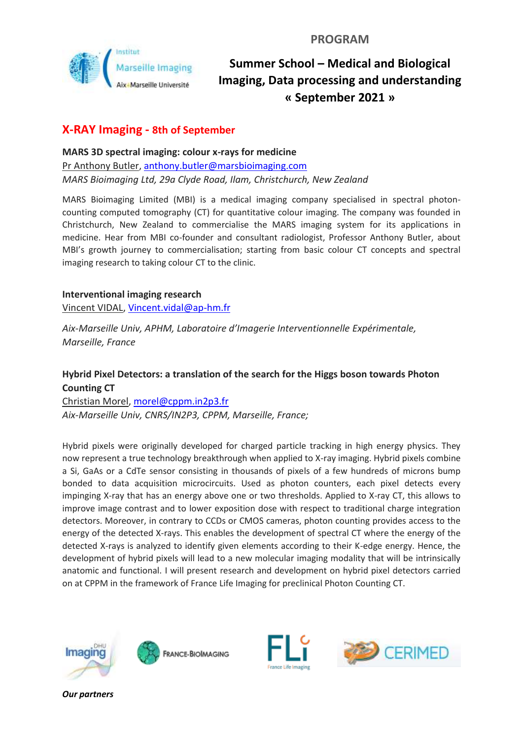PROGRAM

# Summer School – Medical and Biological Imaging, Data processing and understanding « September 2021 »

## X-RAY Imaging - 8th of September

### MARS 3D spectral imaging: colour x-rays for medicine

Pr Anthony Butler, anthony.butler@marsbioimaging.com

*MARS Bioimaging Ltd, 29a Clyde Road, Ilam, Christchurch, New Zealand*

MARS Bioimaging Limited (MBI) is a medical imaging company specialised in spectral photon-counting computed tomography (CT) for quantitative colour imaging. The company was founded in Christchurch, New Zealand to commercialise the MARS imaging system for its applications in medicine. Hear from MBI co-founder and consultant radiologist, Professor Anthony Butler, about MBI's growth journey to commercialisation; starting from basic colour CT concepts and spectral imaging research to taking colour CT to the clinic.

### Interventional imaging research

Vincent VIDAL, Vincent.vidal@ap-hm.fr

*Aix-Marseille Univ, APHM, Laboratoire d'Imagerie Interventionnelle Expérimentale, Marseille, France*

### Hybrid Pixel Detectors: a translation of the search for the Higgs boson towards Photon Counting CT

Christian Morel, morel@cppm.in2p3.fr

*Aix-Marseille Univ, CNRS/IN2P3, CPPM, Marseille, France;*

Hybrid pixels were originally developed for charged particle tracking in high energy physics. They now represent a true technology breakthrough when applied to X-ray imaging. Hybrid pixels combine a Si, GaAs or a CdTe sensor consisting in thousands of pixels of a few hundreds of microns bump bonded to data acquisition microcircuits. Used as photon counters, each pixel detects every impinging X-ray that has an energy above one or two thresholds. Applied to X-ray CT, this allows to improve image contrast and to lower exposition dose with respect to traditional charge integration detectors. Moreover, in contrary to CCDs or CMOS cameras, photon counting provides access to the energy of the detected X-rays. This enables the development of spectral CT where the energy of the detected X-rays is analyzed to identify given elements according to their K-edge energy. Hence, the development of hybrid pixels will lead to a new molecular imaging modality that will be intrinsically anatomic and functional. I will present research and development on hybrid pixel detectors carried on at CPPM in the framework of France Life Imaging for preclinical Photon Counting CT.

*Our partners*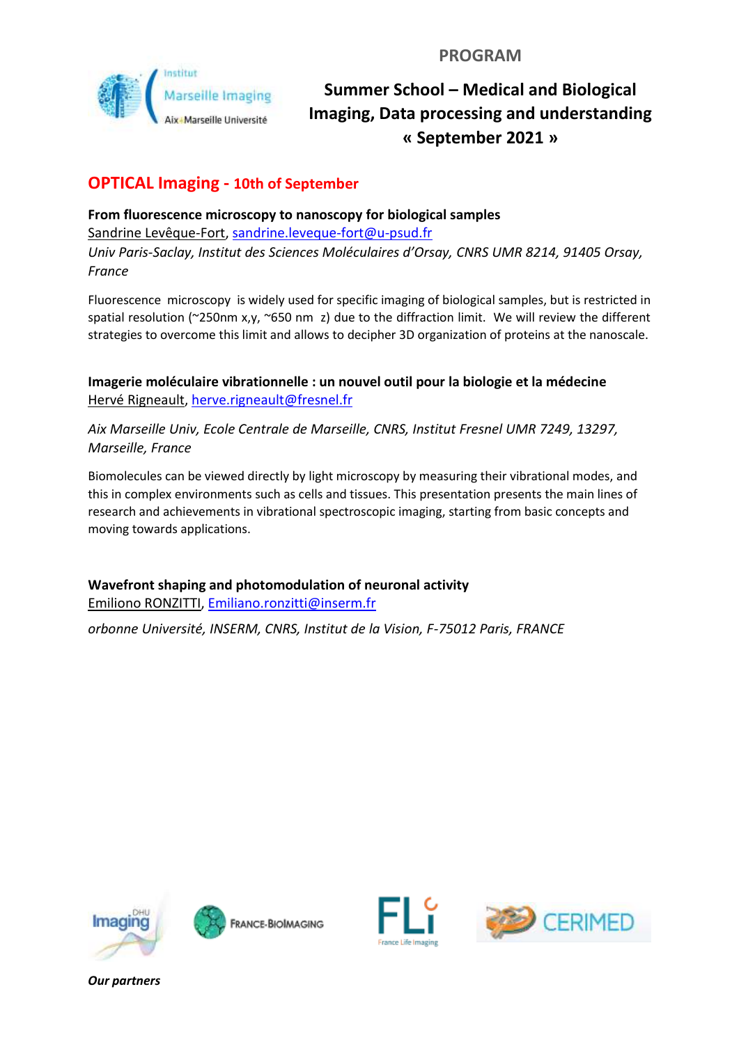PROGRAM

**Summer School – Medical and Biological Imaging, Data processing and understanding « September 2021 »**

## OPTICAL Imaging - 10th of September

**From fluorescence microscopy to nanoscopy for biological samples**
Sandrine Levêque-Fort, sandrine.leveque-fort@u-psud.fr
*Univ Paris-Saclay, Institut des Sciences Moléculaires d'Orsay, CNRS UMR 8214, 91405 Orsay, France*

Fluorescence microscopy is widely used for specific imaging of biological samples, but is restricted in spatial resolution (~250nm x,y, ~650 nm z) due to the diffraction limit. We will review the different strategies to overcome this limit and allows to decipher 3D organization of proteins at the nanoscale.

**Imagerie moléculaire vibrationnelle : un nouvel outil pour la biologie et la médecine**
Hervé Rigneault, herve.rigneault@fresnel.fr

*Aix Marseille Univ, Ecole Centrale de Marseille, CNRS, Institut Fresnel UMR 7249, 13297, Marseille, France*

Biomolecules can be viewed directly by light microscopy by measuring their vibrational modes, and this in complex environments such as cells and tissues. This presentation presents the main lines of research and achievements in vibrational spectroscopic imaging, starting from basic concepts and moving towards applications.

**Wavefront shaping and photomodulation of neuronal activity**
Emiliono RONZITTI, Emiliano.ronzitti@inserm.fr

*orbonne Université, INSERM, CNRS, Institut de la Vision, F-75012 Paris, FRANCE*

*Our partners*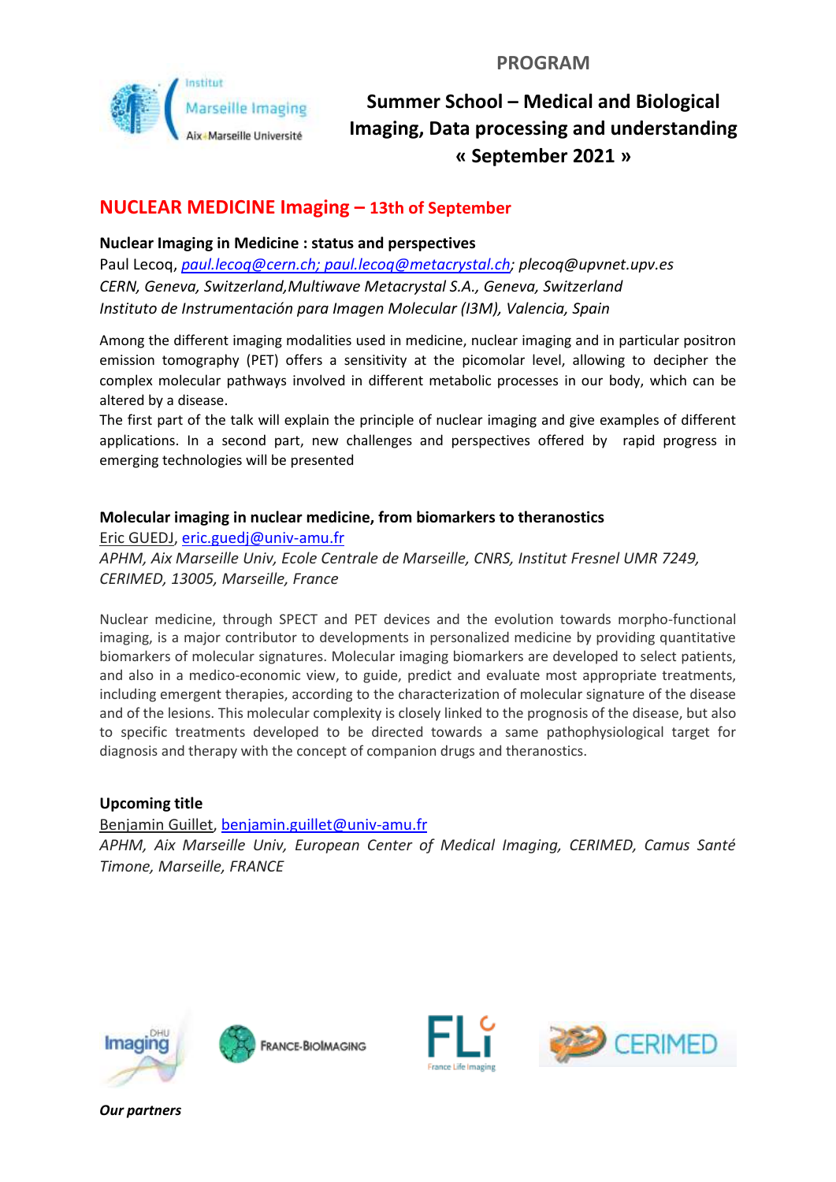PROGRAM

Institut Marseille Imaging Aix-Marseille Université

# Summer School – Medical and Biological Imaging, Data processing and understanding « September 2021 »

## NUCLEAR MEDICINE Imaging – 13th of September

### Nuclear Imaging in Medicine : status and perspectives

Paul Lecoq, *paul.lecoq@cern.ch; paul.lecoq@metacrystal.ch; plecoq@upvnet.upv.es*
*CERN, Geneva, Switzerland,Multiwave Metacrystal S.A., Geneva, Switzerland*
*Instituto de Instrumentación para Imagen Molecular (I3M), Valencia, Spain*

Among the different imaging modalities used in medicine, nuclear imaging and in particular positron emission tomography (PET) offers a sensitivity at the picomolar level, allowing to decipher the complex molecular pathways involved in different metabolic processes in our body, which can be altered by a disease.
The first part of the talk will explain the principle of nuclear imaging and give examples of different applications. In a second part, new challenges and perspectives offered by rapid progress in emerging technologies will be presented

### Molecular imaging in nuclear medicine, from biomarkers to theranostics

Eric GUEDJ, eric.guedj@univ-amu.fr
*APHM, Aix Marseille Univ, Ecole Centrale de Marseille, CNRS, Institut Fresnel UMR 7249, CERIMED, 13005, Marseille, France*

Nuclear medicine, through SPECT and PET devices and the evolution towards morpho-functional imaging, is a major contributor to developments in personalized medicine by providing quantitative biomarkers of molecular signatures. Molecular imaging biomarkers are developed to select patients, and also in a medico-economic view, to guide, predict and evaluate most appropriate treatments, including emergent therapies, according to the characterization of molecular signature of the disease and of the lesions. This molecular complexity is closely linked to the prognosis of the disease, but also to specific treatments developed to be directed towards a same pathophysiological target for diagnosis and therapy with the concept of companion drugs and theranostics.

### Upcoming title

Benjamin Guillet, benjamin.guillet@univ-amu.fr
*APHM, Aix Marseille Univ, European Center of Medical Imaging, CERIMED, Camus Santé Timone, Marseille, FRANCE*

DHU Imaging · FRANCE-BIOIMAGING · FLI France Life Imaging · CERIMED

***Our partners***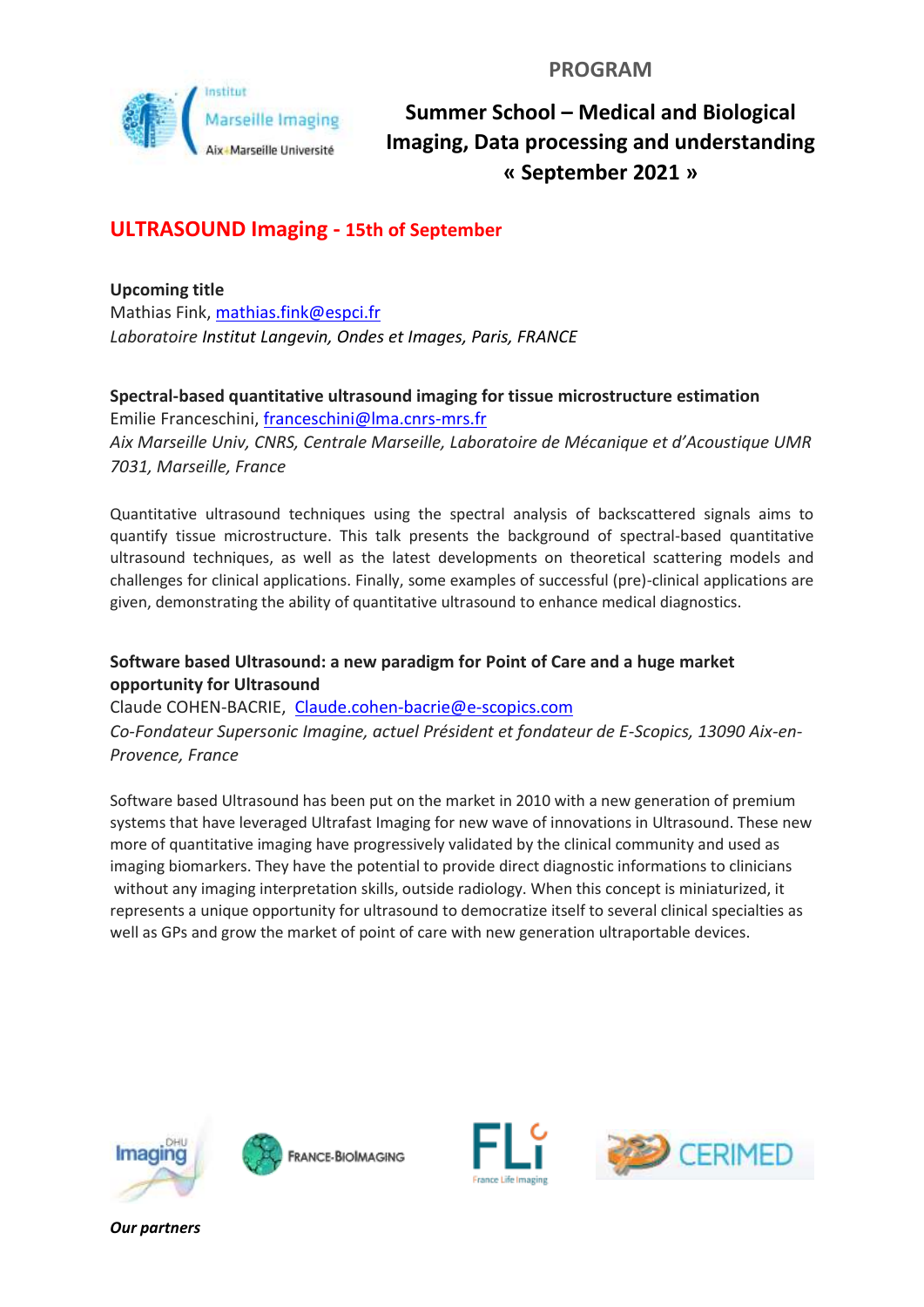PROGRAM

# Summer School – Medical and Biological Imaging, Data processing and understanding « September 2021 »

## ULTRASOUND Imaging - 15th of September

**Upcoming title**
Mathias Fink, mathias.fink@espci.fr
*Laboratoire Institut Langevin, Ondes et Images, Paris, FRANCE*

**Spectral-based quantitative ultrasound imaging for tissue microstructure estimation**
Emilie Franceschini, franceschini@lma.cnrs-mrs.fr
*Aix Marseille Univ, CNRS, Centrale Marseille, Laboratoire de Mécanique et d'Acoustique UMR 7031, Marseille, France*

Quantitative ultrasound techniques using the spectral analysis of backscattered signals aims to quantify tissue microstructure. This talk presents the background of spectral-based quantitative ultrasound techniques, as well as the latest developments on theoretical scattering models and challenges for clinical applications. Finally, some examples of successful (pre)-clinical applications are given, demonstrating the ability of quantitative ultrasound to enhance medical diagnostics.

**Software based Ultrasound: a new paradigm for Point of Care and a huge market opportunity for Ultrasound**
Claude COHEN-BACRIE, Claude.cohen-bacrie@e-scopics.com
*Co-Fondateur Supersonic Imagine, actuel Président et fondateur de E-Scopics, 13090 Aix-en-Provence, France*

Software based Ultrasound has been put on the market in 2010 with a new generation of premium systems that have leveraged Ultrafast Imaging for new wave of innovations in Ultrasound. These new more of quantitative imaging have progressively validated by the clinical community and used as imaging biomarkers. They have the potential to provide direct diagnostic informations to clinicians without any imaging interpretation skills, outside radiology. When this concept is miniaturized, it represents a unique opportunity for ultrasound to democratize itself to several clinical specialties as well as GPs and grow the market of point of care with new generation ultraportable devices.

*Our partners*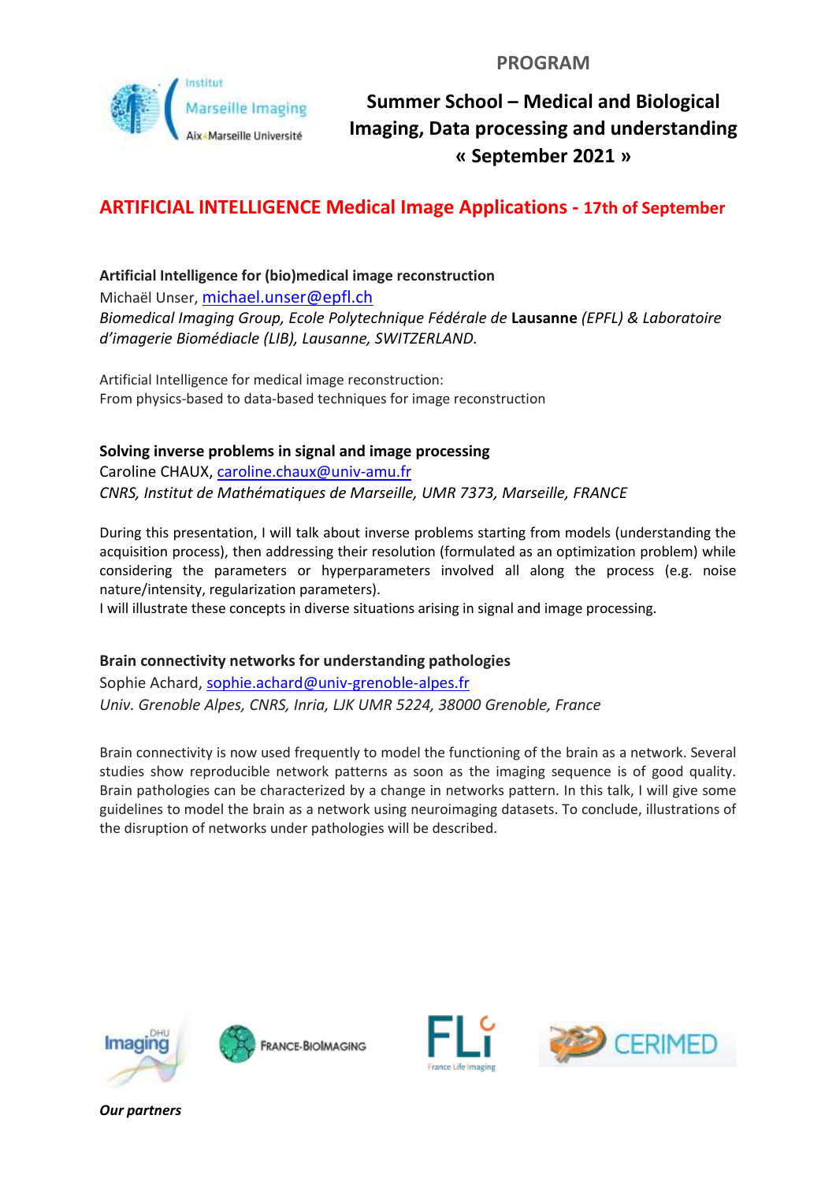PROGRAM

**Summer School – Medical and Biological Imaging, Data processing and understanding « September 2021 »**

## ARTIFICIAL INTELLIGENCE Medical Image Applications - 17th of September

**Artificial Intelligence for (bio)medical image reconstruction**

Michaël Unser, michael.unser@epfl.ch

*Biomedical Imaging Group, Ecole Polytechnique Fédérale de* ***Lausanne*** *(EPFL) & Laboratoire d'imagerie Biomédiacle (LIB), Lausanne, SWITZERLAND.*

Artificial Intelligence for medical image reconstruction:
From physics-based to data-based techniques for image reconstruction

**Solving inverse problems in signal and image processing**

Caroline CHAUX, caroline.chaux@univ-amu.fr

*CNRS, Institut de Mathématiques de Marseille, UMR 7373, Marseille, FRANCE*

During this presentation, I will talk about inverse problems starting from models (understanding the acquisition process), then addressing their resolution (formulated as an optimization problem) while considering the parameters or hyperparameters involved all along the process (e.g. noise nature/intensity, regularization parameters).
I will illustrate these concepts in diverse situations arising in signal and image processing.

**Brain connectivity networks for understanding pathologies**

Sophie Achard, sophie.achard@univ-grenoble-alpes.fr

*Univ. Grenoble Alpes, CNRS, Inria, LJK UMR 5224, 38000 Grenoble, France*

Brain connectivity is now used frequently to model the functioning of the brain as a network. Several studies show reproducible network patterns as soon as the imaging sequence is of good quality. Brain pathologies can be characterized by a change in networks pattern. In this talk, I will give some guidelines to model the brain as a network using neuroimaging datasets. To conclude, illustrations of the disruption of networks under pathologies will be described.

***Our partners***